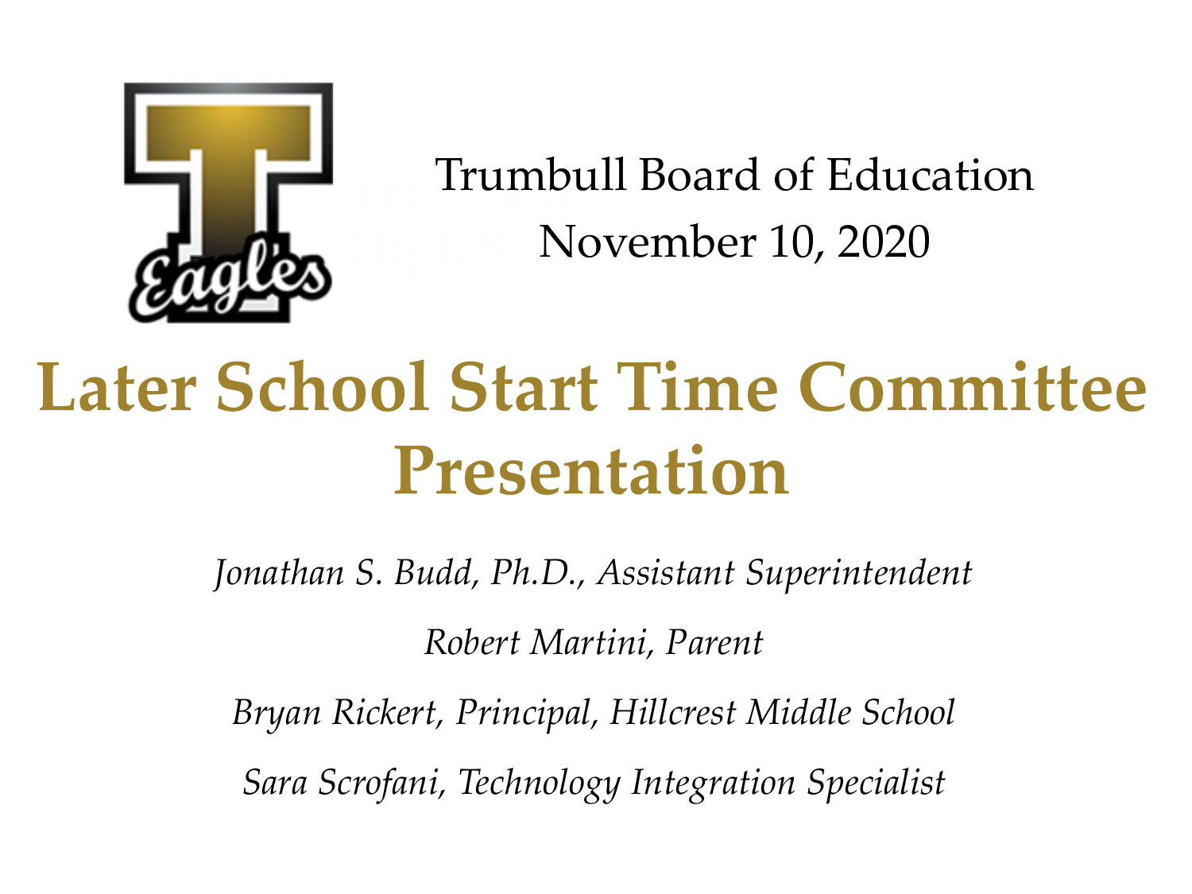Trumbull Board of Education

November 10, 2020

# Later School Start Time Committee Presentation

*Jonathan S. Budd, Ph.D., Assistant Superintendent*

*Robert Martini, Parent*

*Bryan Rickert, Principal, Hillcrest Middle School*

*Sara Scrofani, Technology Integration Specialist*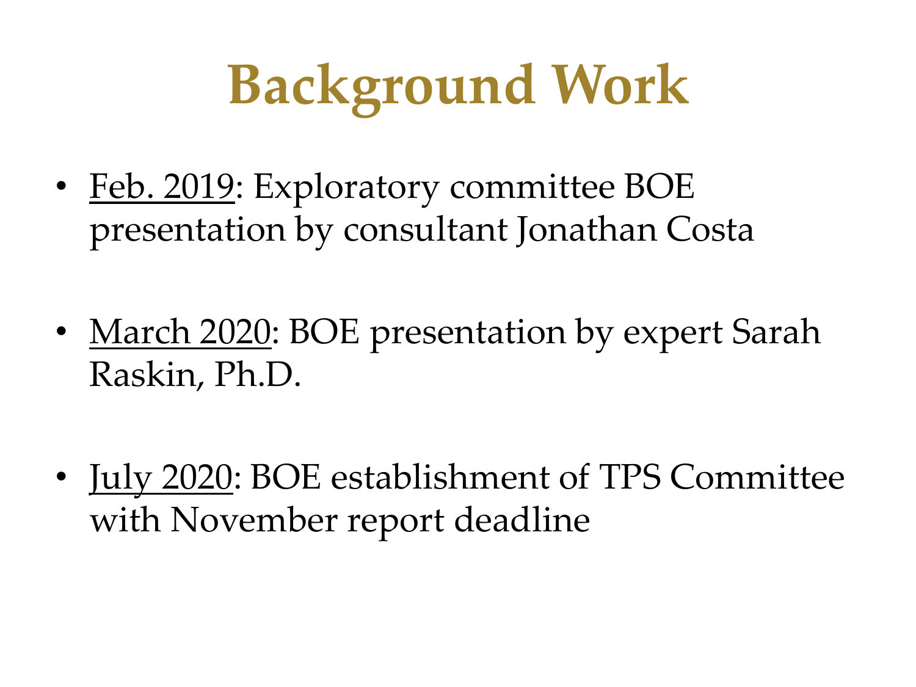# Background Work

- Feb. 2019: Exploratory committee BOE presentation by consultant Jonathan Costa
- March 2020: BOE presentation by expert Sarah Raskin, Ph.D.
- July 2020: BOE establishment of TPS Committee with November report deadline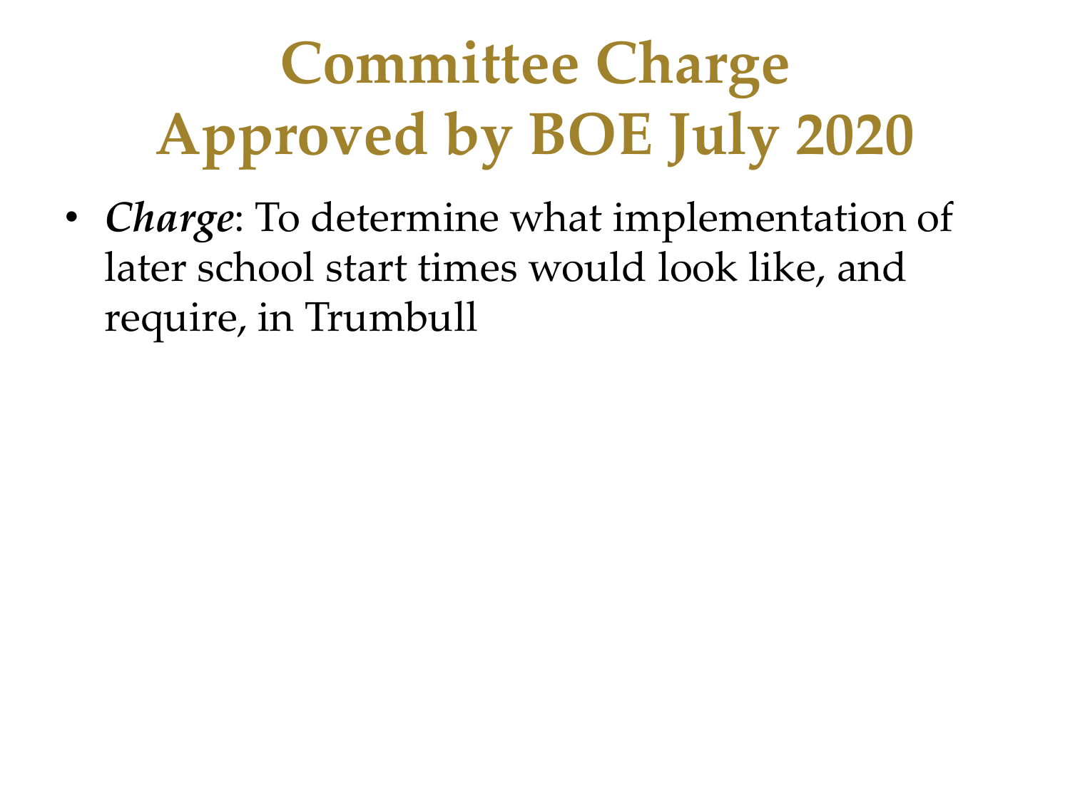# Committee Charge Approved by BOE July 2020

- ***Charge***: To determine what implementation of later school start times would look like, and require, in Trumbull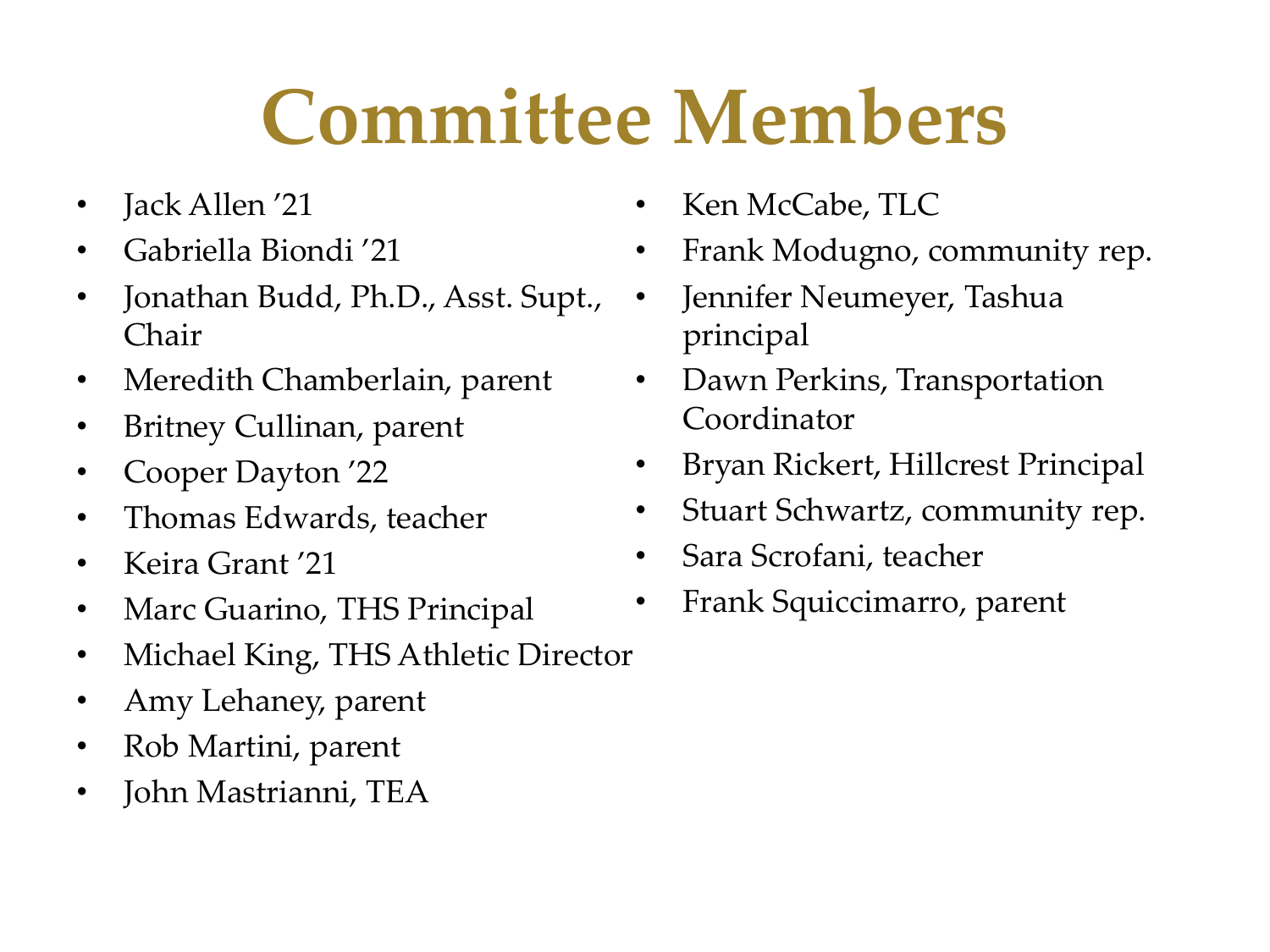# Committee Members

- Jack Allen '21
- Gabriella Biondi '21
- Jonathan Budd, Ph.D., Asst. Supt., Chair
- Meredith Chamberlain, parent
- Britney Cullinan, parent
- Cooper Dayton '22
- Thomas Edwards, teacher
- Keira Grant '21
- Marc Guarino, THS Principal
- Michael King, THS Athletic Director
- Amy Lehaney, parent
- Rob Martini, parent
- John Mastrianni, TEA
- Ken McCabe, TLC
- Frank Modugno, community rep.
- Jennifer Neumeyer, Tashua principal
- Dawn Perkins, Transportation Coordinator
- Bryan Rickert, Hillcrest Principal
- Stuart Schwartz, community rep.
- Sara Scrofani, teacher
- Frank Squiccimarro, parent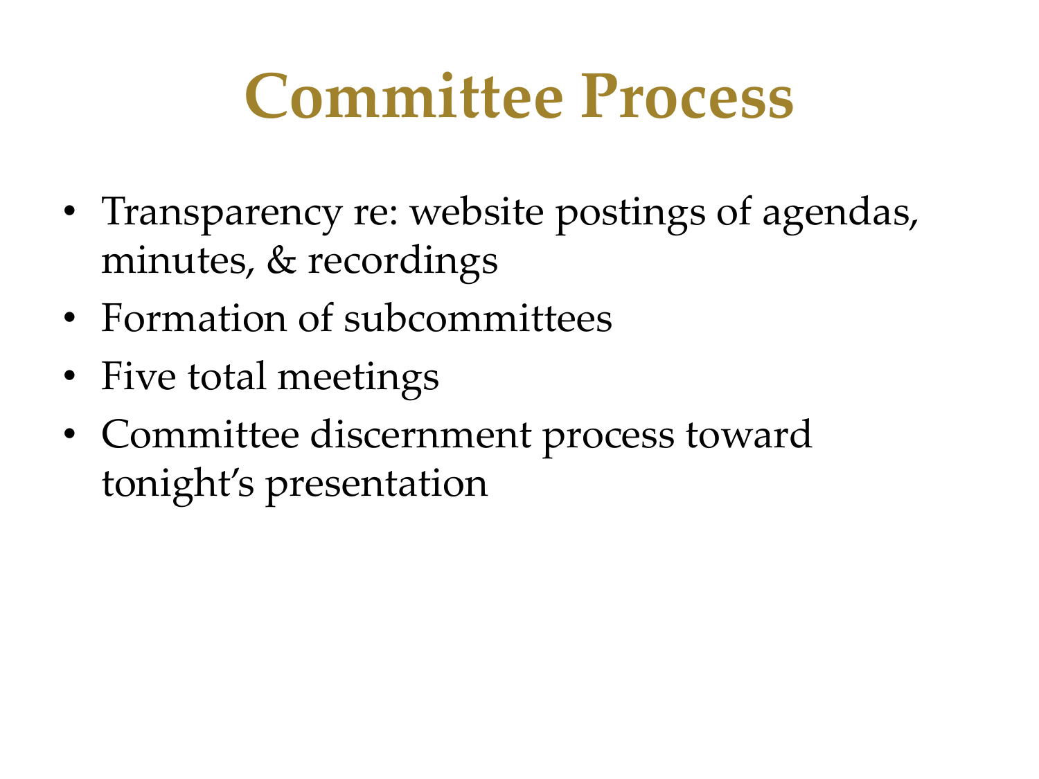# Committee Process

- Transparency re: website postings of agendas, minutes, & recordings
- Formation of subcommittees
- Five total meetings
- Committee discernment process toward tonight's presentation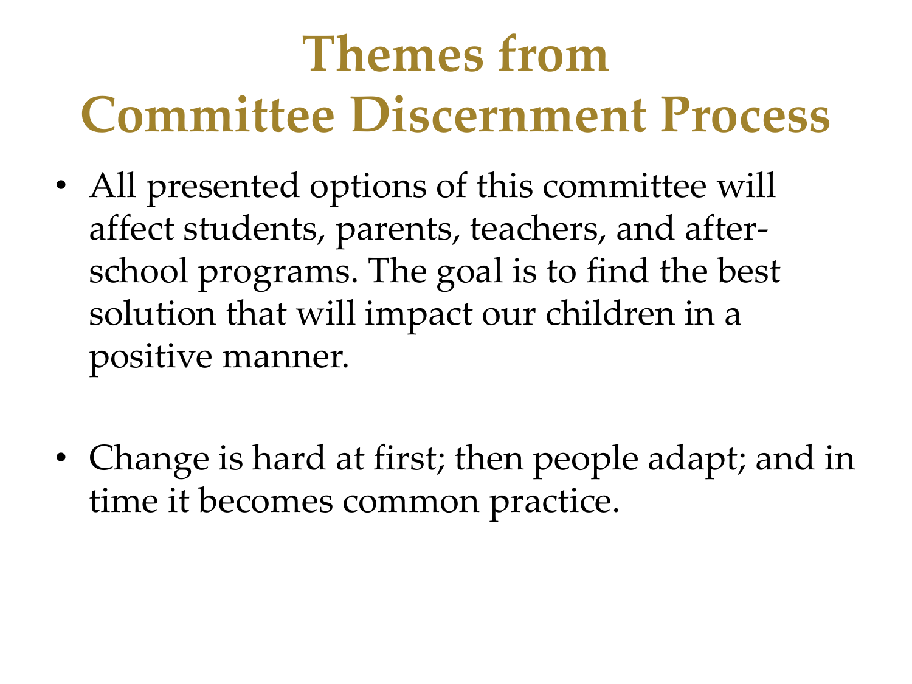# Themes from Committee Discernment Process

- All presented options of this committee will affect students, parents, teachers, and after-school programs. The goal is to find the best solution that will impact our children in a positive manner.

- Change is hard at first; then people adapt; and in time it becomes common practice.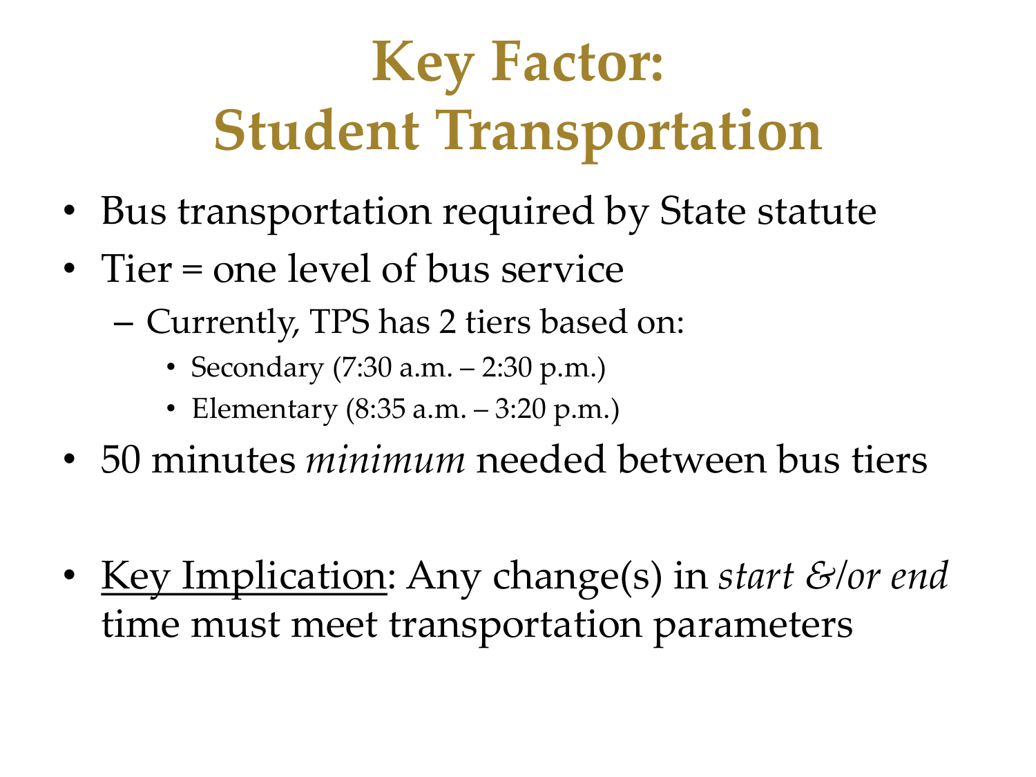# Key Factor: Student Transportation

- Bus transportation required by State statute
- Tier = one level of bus service
  - Currently, TPS has 2 tiers based on:
    - Secondary (7:30 a.m. – 2:30 p.m.)
    - Elementary (8:35 a.m. – 3:20 p.m.)
- 50 minutes *minimum* needed between bus tiers

- <u>Key Implication</u>: Any change(s) in *start &/or end* time must meet transportation parameters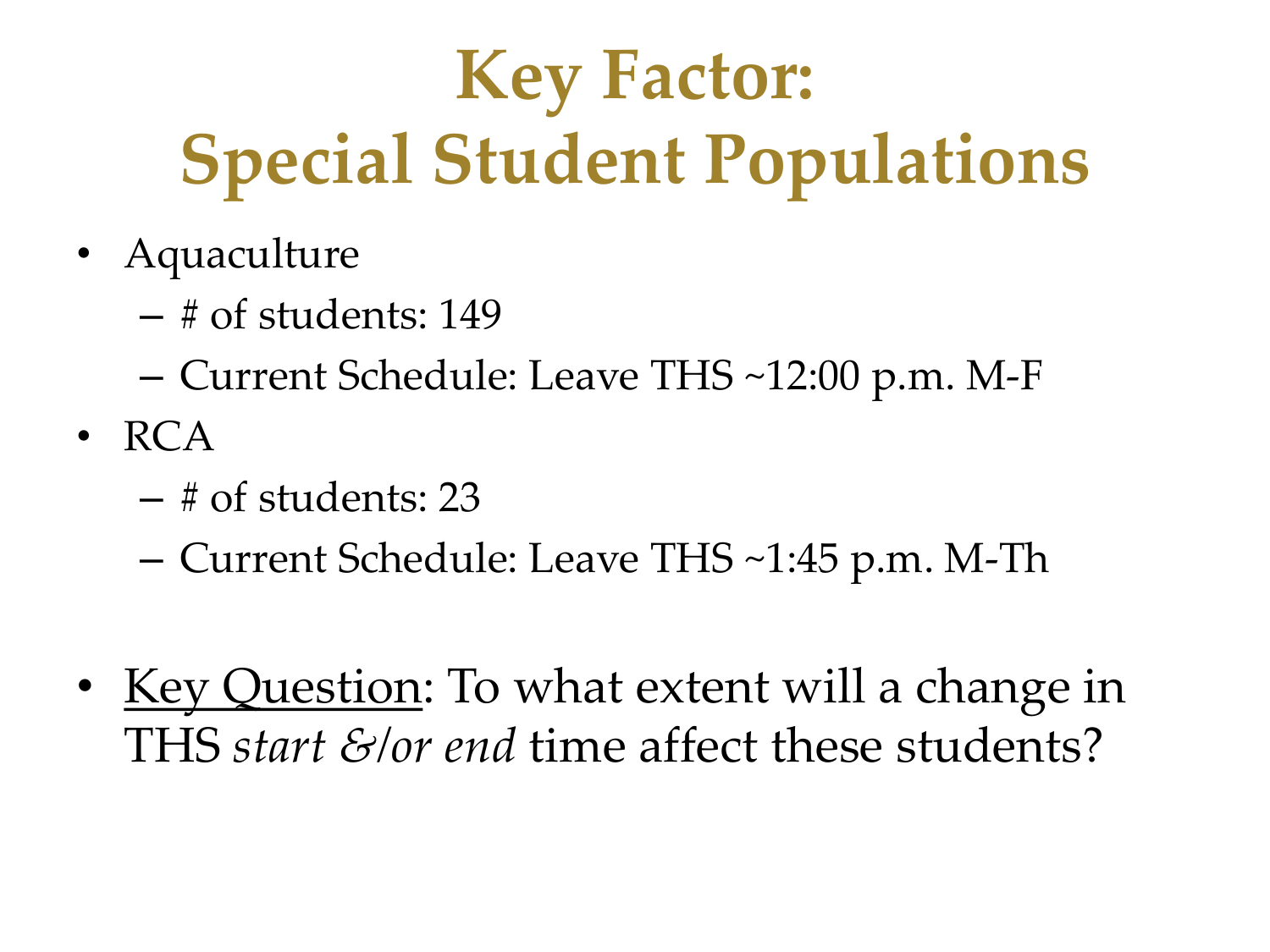# Key Factor: Special Student Populations

- Aquaculture
  - # of students: 149
  - Current Schedule: Leave THS ~12:00 p.m. M-F
- RCA
  - # of students: 23
  - Current Schedule: Leave THS ~1:45 p.m. M-Th

- Key Question: To what extent will a change in THS *start &/or end* time affect these students?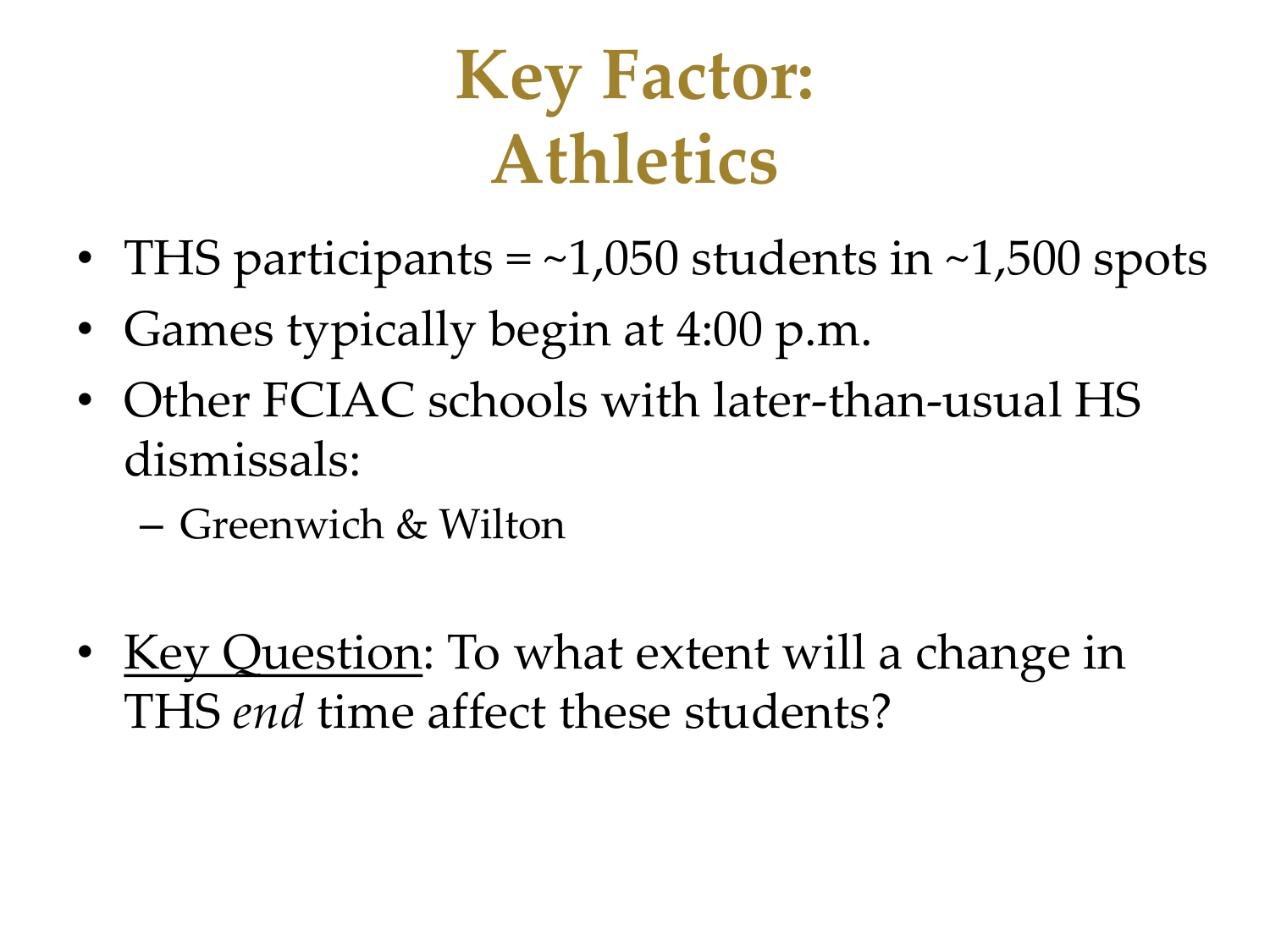# Key Factor: Athletics

- THS participants = ~1,050 students in ~1,500 spots
- Games typically begin at 4:00 p.m.
- Other FCIAC schools with later-than-usual HS dismissals:
  - Greenwich & Wilton

- Key Question: To what extent will a change in THS *end* time affect these students?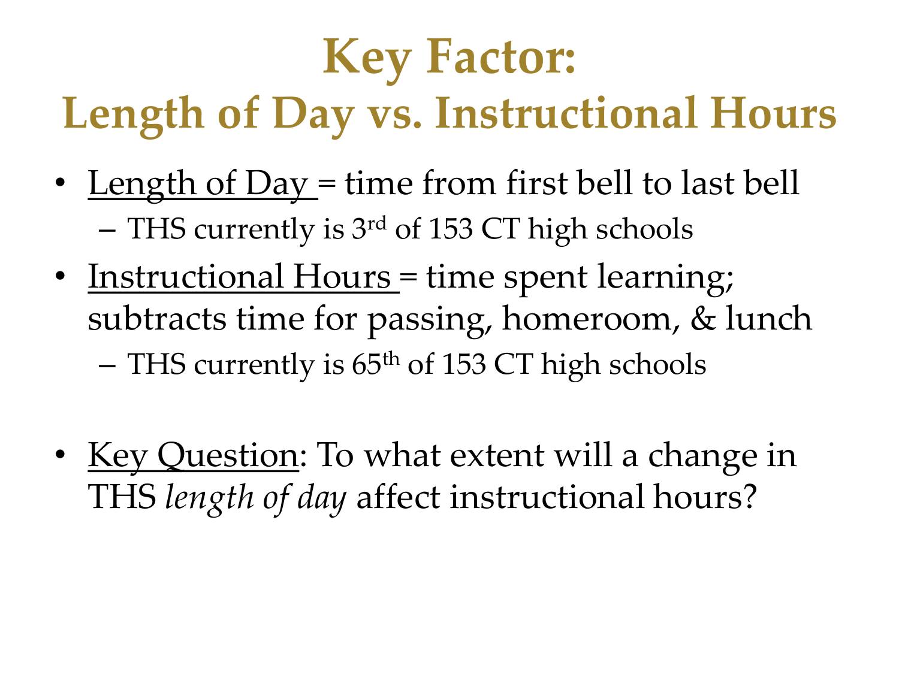# Key Factor: Length of Day vs. Instructional Hours

- Length of Day = time from first bell to last bell
  - THS currently is 3rd of 153 CT high schools
- Instructional Hours = time spent learning; subtracts time for passing, homeroom, & lunch
  - THS currently is 65th of 153 CT high schools

- Key Question: To what extent will a change in THS *length of day* affect instructional hours?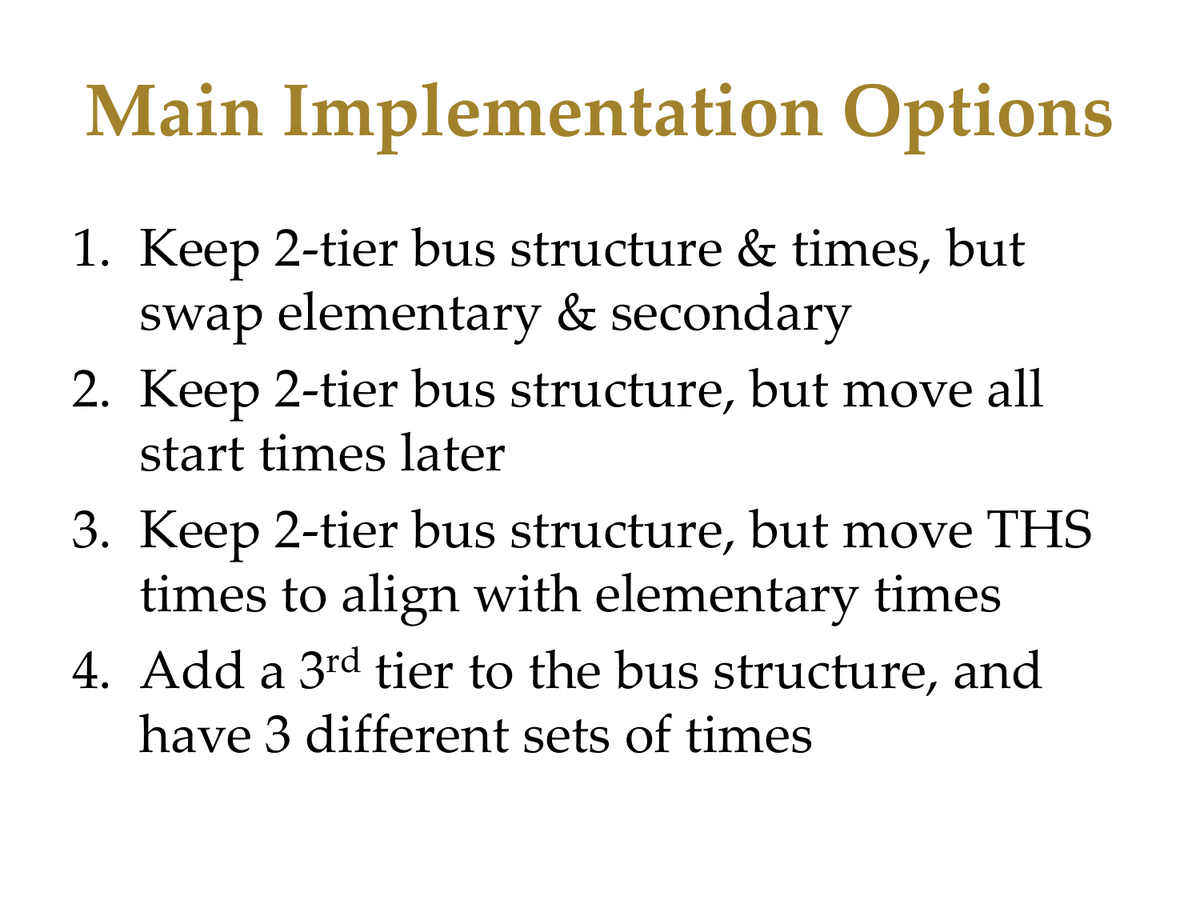# Main Implementation Options

1. Keep 2-tier bus structure & times, but swap elementary & secondary
2. Keep 2-tier bus structure, but move all start times later
3. Keep 2-tier bus structure, but move THS times to align with elementary times
4. Add a 3rd tier to the bus structure, and have 3 different sets of times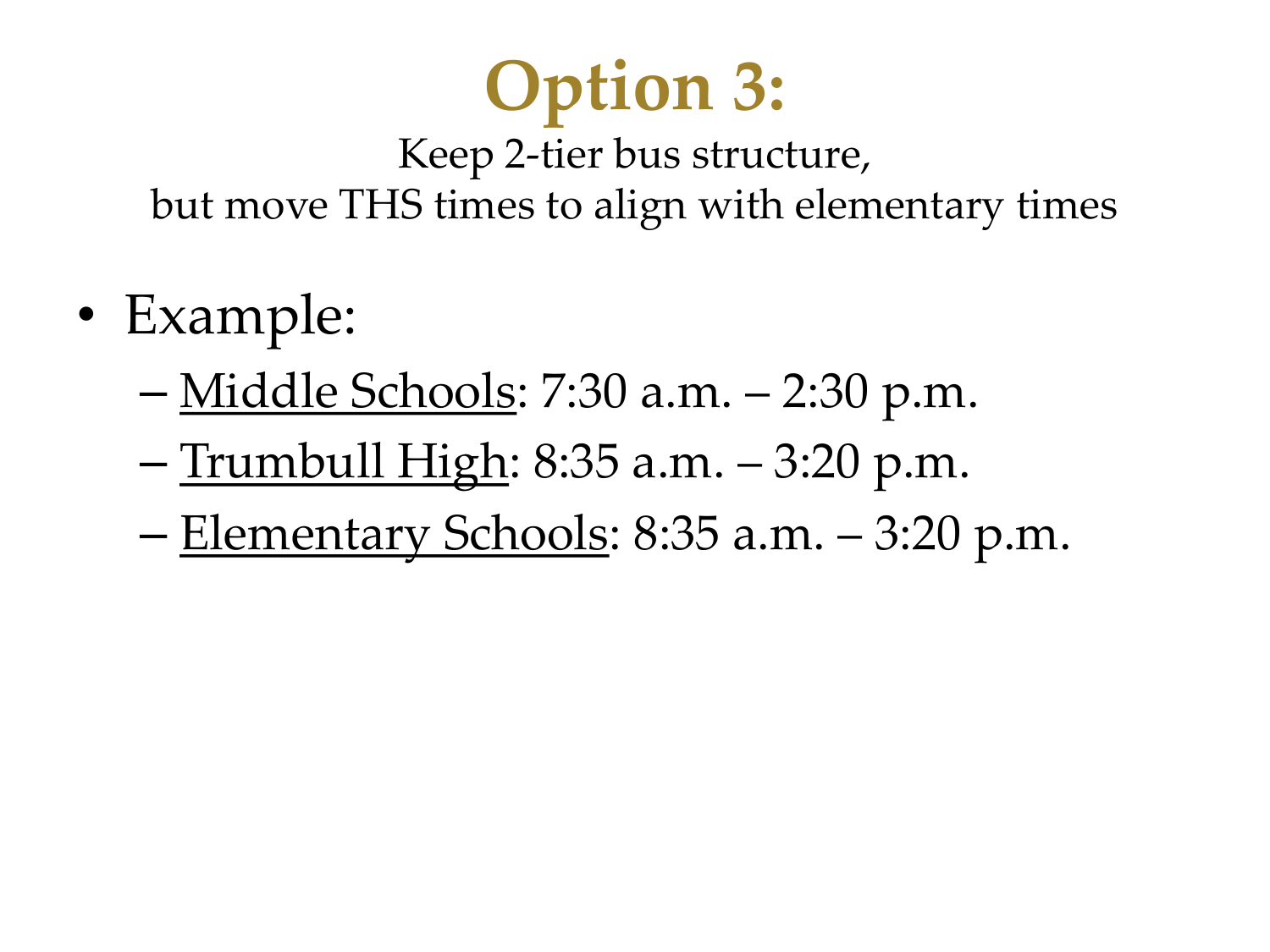# Option 3:

Keep 2-tier bus structure,
but move THS times to align with elementary times

- Example:
  - <u>Middle Schools</u>: 7:30 a.m. – 2:30 p.m.
  - <u>Trumbull High</u>: 8:35 a.m. – 3:20 p.m.
  - <u>Elementary Schools</u>: 8:35 a.m. – 3:20 p.m.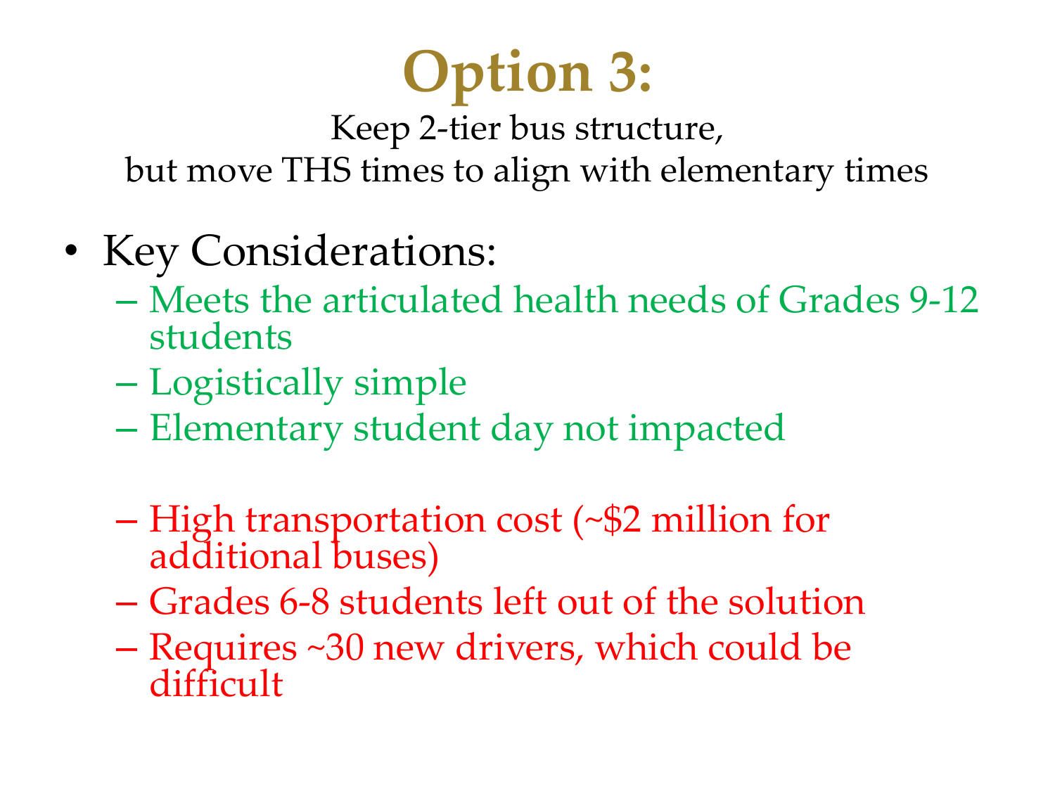# Option 3:

Keep 2-tier bus structure,
but move THS times to align with elementary times

- Key Considerations:
  - Meets the articulated health needs of Grades 9-12 students
  - Logistically simple
  - Elementary student day not impacted

  - High transportation cost (~$2 million for additional buses)
  - Grades 6-8 students left out of the solution
  - Requires ~30 new drivers, which could be difficult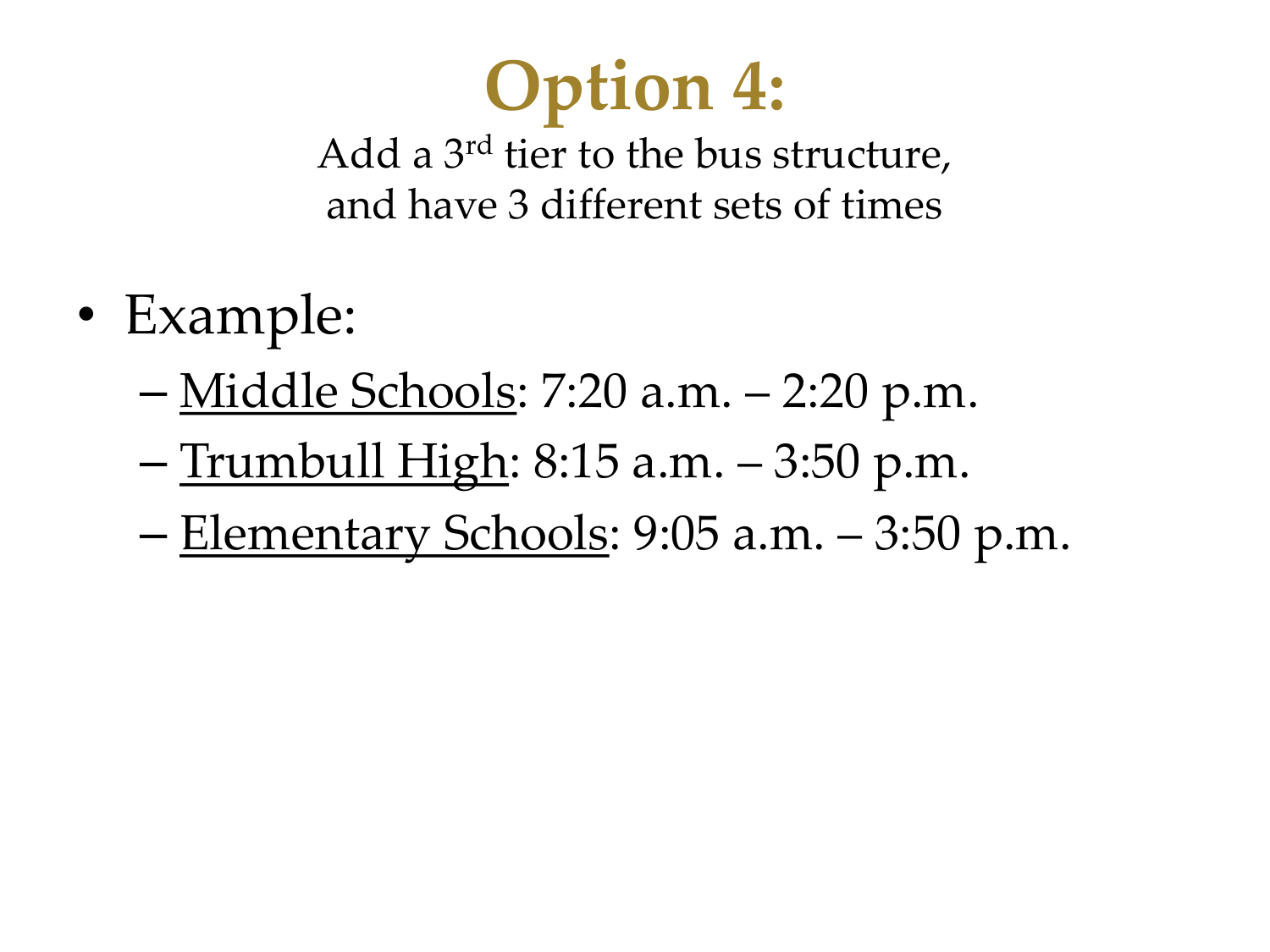# Option 4:

Add a 3rd tier to the bus structure, and have 3 different sets of times

- Example:
  - Middle Schools: 7:20 a.m. – 2:20 p.m.
  - Trumbull High: 8:15 a.m. – 3:50 p.m.
  - Elementary Schools: 9:05 a.m. – 3:50 p.m.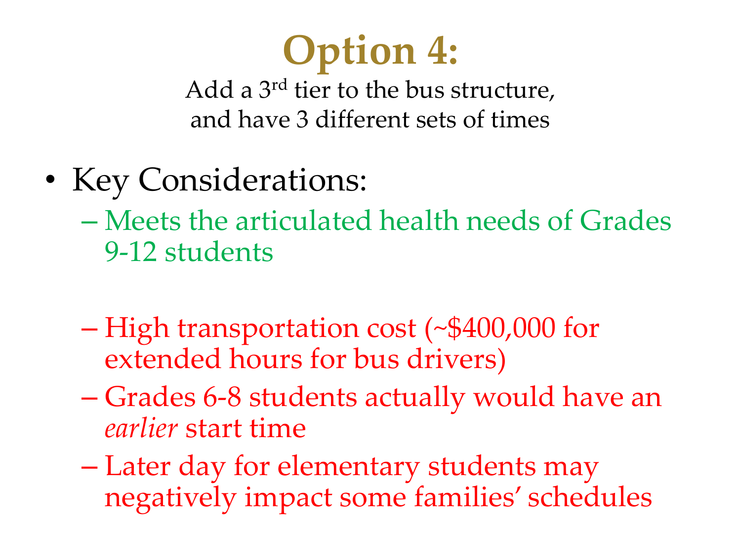# Option 4:

Add a 3rd tier to the bus structure, and have 3 different sets of times

- Key Considerations:
  - Meets the articulated health needs of Grades 9-12 students
  - High transportation cost (~$400,000 for extended hours for bus drivers)
  - Grades 6-8 students actually would have an *earlier* start time
  - Later day for elementary students may negatively impact some families' schedules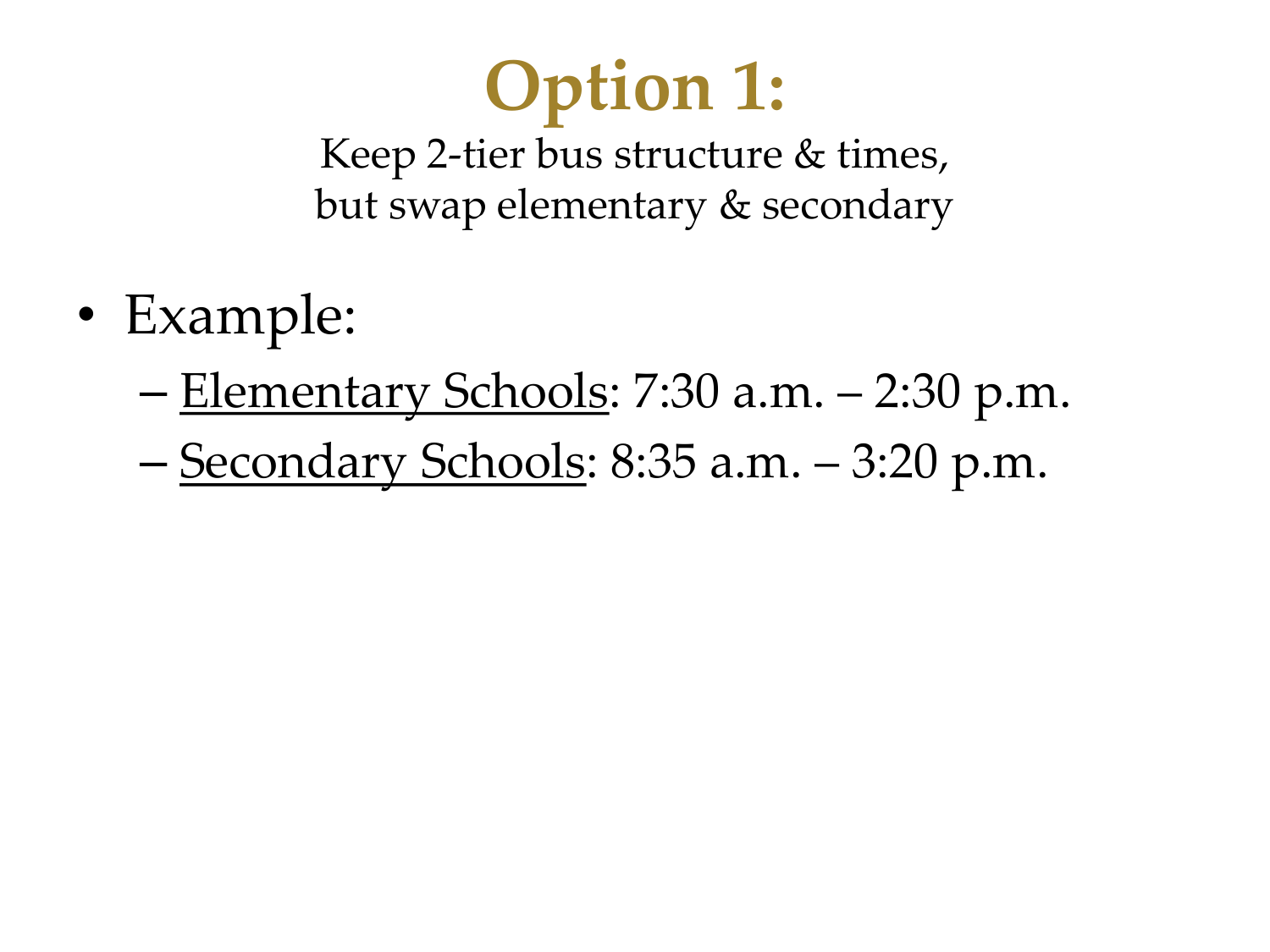# Option 1:

Keep 2-tier bus structure & times,
but swap elementary & secondary

- Example:
  - <u>Elementary Schools</u>: 7:30 a.m. – 2:30 p.m.
  - <u>Secondary Schools</u>: 8:35 a.m. – 3:20 p.m.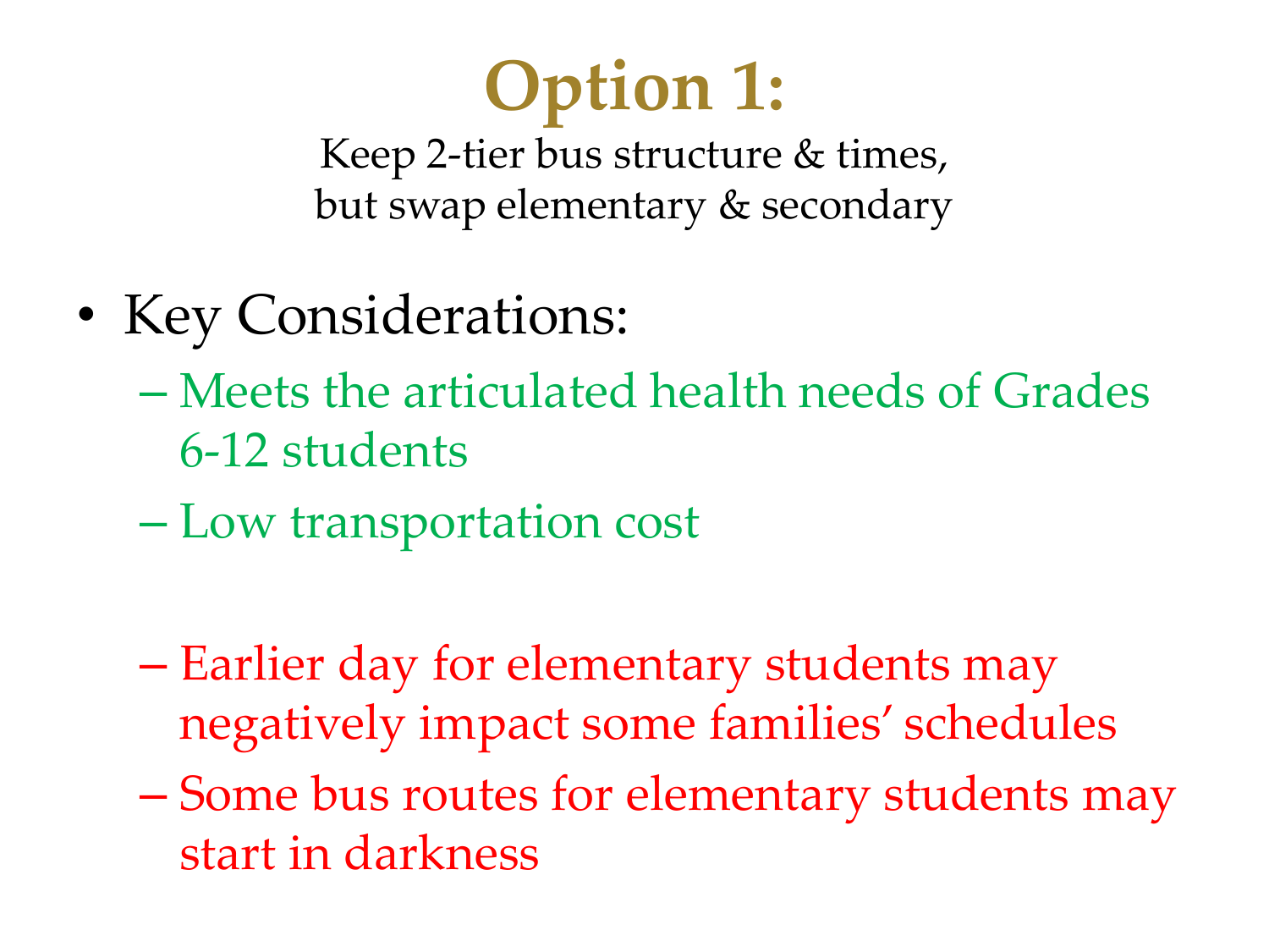# Option 1:

Keep 2-tier bus structure & times, but swap elementary & secondary

- Key Considerations:
  - Meets the articulated health needs of Grades 6-12 students
  - Low transportation cost
  - Earlier day for elementary students may negatively impact some families' schedules
  - Some bus routes for elementary students may start in darkness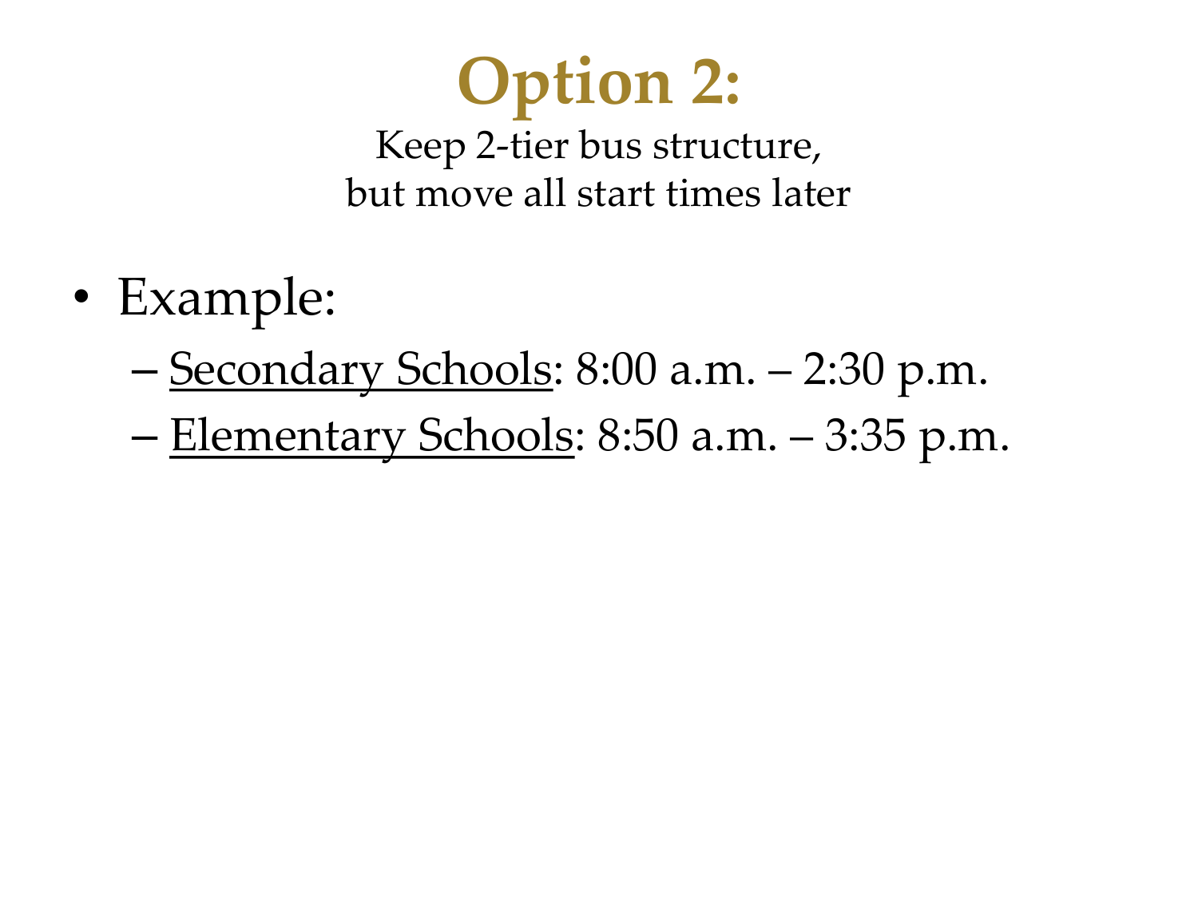# Option 2:

Keep 2-tier bus structure,
but move all start times later

- Example:
  - Secondary Schools: 8:00 a.m. – 2:30 p.m.
  - Elementary Schools: 8:50 a.m. – 3:35 p.m.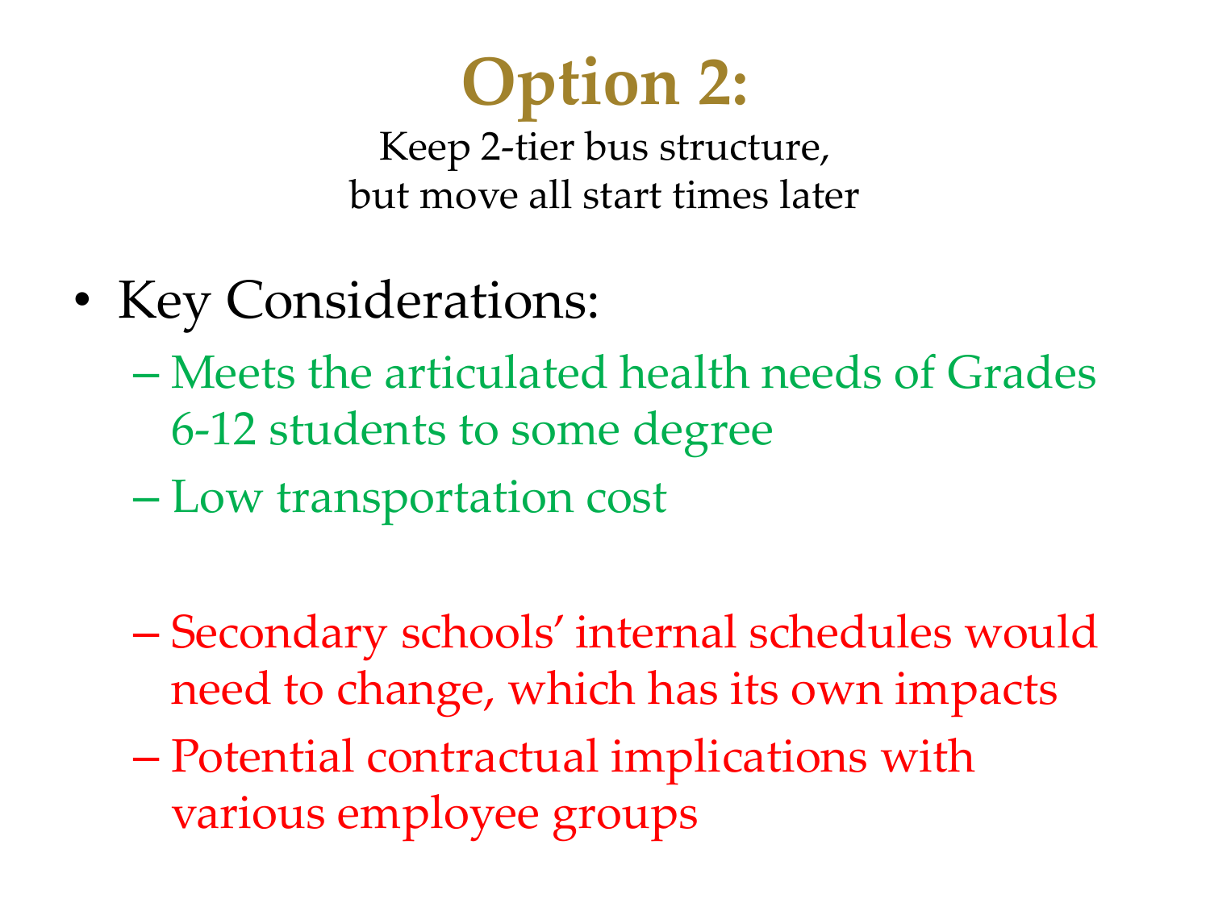# Option 2:

Keep 2-tier bus structure, but move all start times later

- Key Considerations:
  - Meets the articulated health needs of Grades 6-12 students to some degree
  - Low transportation cost
  - Secondary schools' internal schedules would need to change, which has its own impacts
  - Potential contractual implications with various employee groups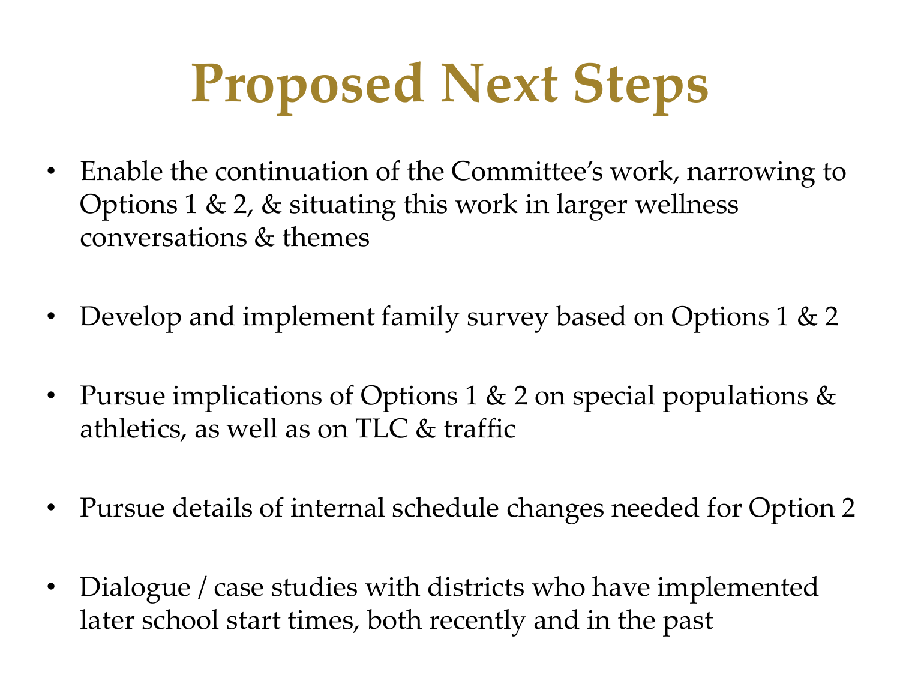# Proposed Next Steps

- Enable the continuation of the Committee's work, narrowing to Options 1 & 2, & situating this work in larger wellness conversations & themes
- Develop and implement family survey based on Options 1 & 2
- Pursue implications of Options 1 & 2 on special populations & athletics, as well as on TLC & traffic
- Pursue details of internal schedule changes needed for Option 2
- Dialogue / case studies with districts who have implemented later school start times, both recently and in the past